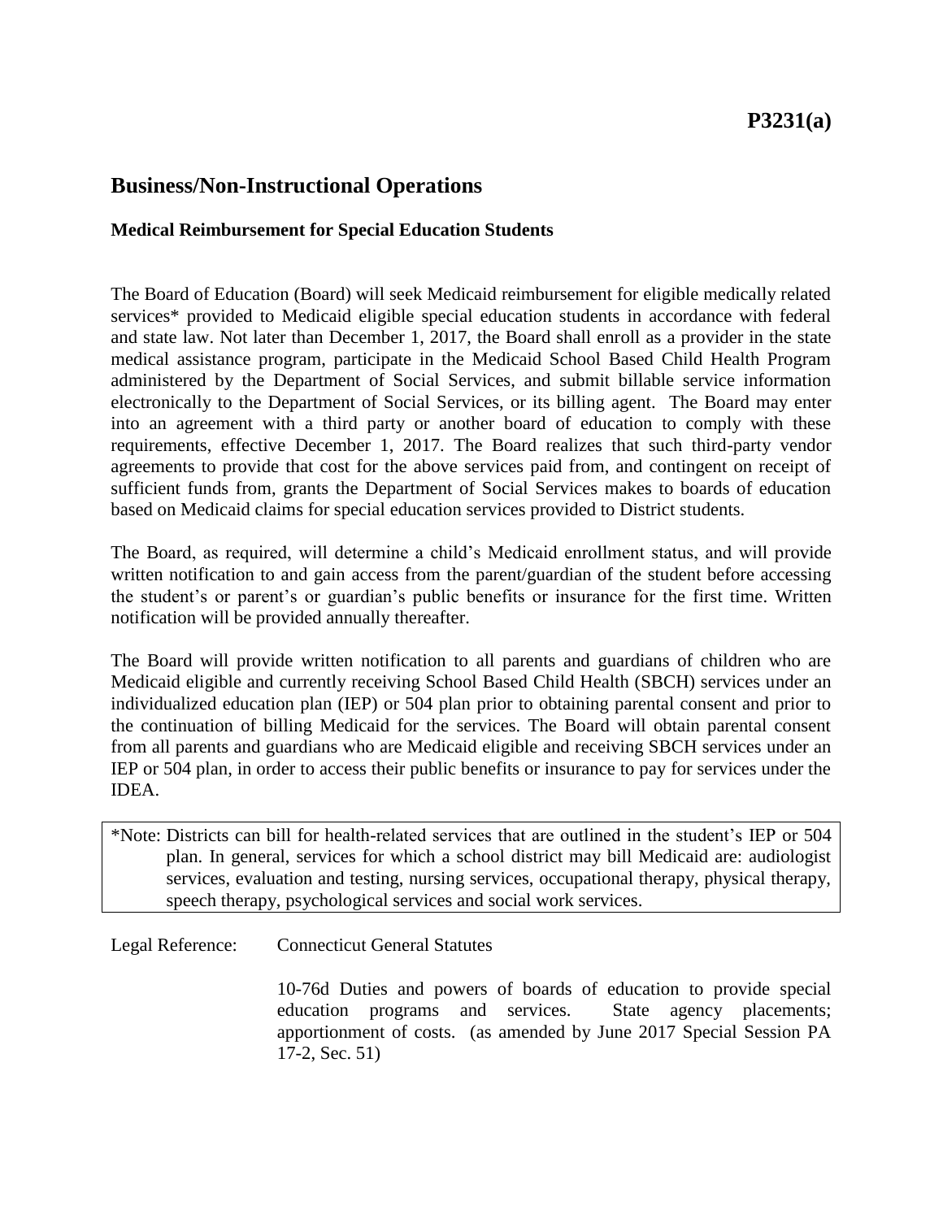**P3231(a)**

## Business/Non-Instructional Operations

### Medical Reimbursement for Special Education Students

The Board of Education (Board) will seek Medicaid reimbursement for eligible medically related services* provided to Medicaid eligible special education students in accordance with federal and state law. Not later than December 1, 2017, the Board shall enroll as a provider in the state medical assistance program, participate in the Medicaid School Based Child Health Program administered by the Department of Social Services, and submit billable service information electronically to the Department of Social Services, or its billing agent. The Board may enter into an agreement with a third party or another board of education to comply with these requirements, effective December 1, 2017. The Board realizes that such third-party vendor agreements to provide that cost for the above services paid from, and contingent on receipt of sufficient funds from, grants the Department of Social Services makes to boards of education based on Medicaid claims for special education services provided to District students.

The Board, as required, will determine a child's Medicaid enrollment status, and will provide written notification to and gain access from the parent/guardian of the student before accessing the student's or parent's or guardian's public benefits or insurance for the first time. Written notification will be provided annually thereafter.

The Board will provide written notification to all parents and guardians of children who are Medicaid eligible and currently receiving School Based Child Health (SBCH) services under an individualized education plan (IEP) or 504 plan prior to obtaining parental consent and prior to the continuation of billing Medicaid for the services. The Board will obtain parental consent from all parents and guardians who are Medicaid eligible and receiving SBCH services under an IEP or 504 plan, in order to access their public benefits or insurance to pay for services under the IDEA.

> *Note: Districts can bill for health-related services that are outlined in the student's IEP or 504 plan. In general, services for which a school district may bill Medicaid are: audiologist services, evaluation and testing, nursing services, occupational therapy, physical therapy, speech therapy, psychological services and social work services.

Legal Reference: Connecticut General Statutes

10-76d Duties and powers of boards of education to provide special education programs and services. State agency placements; apportionment of costs. (as amended by June 2017 Special Session PA 17-2, Sec. 51)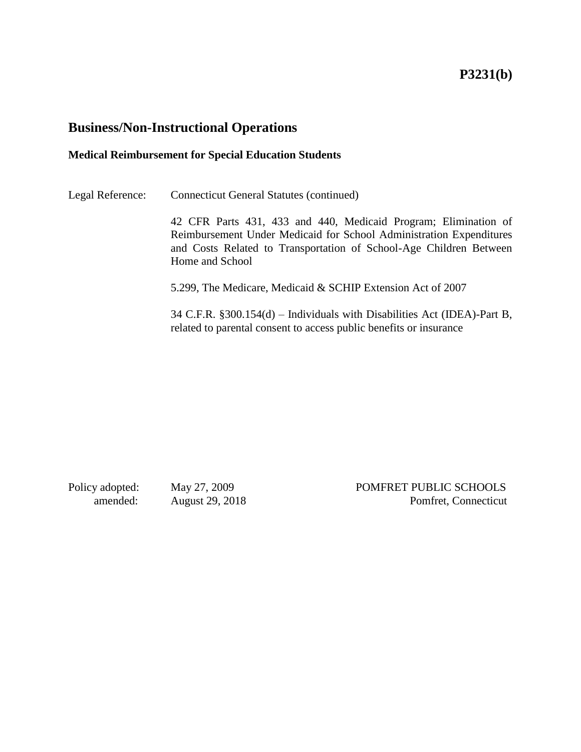## Business/Non-Instructional Operations

### Medical Reimbursement for Special Education Students

Legal Reference: Connecticut General Statutes (continued)

42 CFR Parts 431, 433 and 440, Medicaid Program; Elimination of Reimbursement Under Medicaid for School Administration Expenditures and Costs Related to Transportation of School-Age Children Between Home and School

5.299, The Medicare, Medicaid & SCHIP Extension Act of 2007

34 C.F.R. §300.154(d) – Individuals with Disabilities Act (IDEA)-Part B, related to parental consent to access public benefits or insurance

Policy adopted: May 27, 2009
amended: August 29, 2018

POMFRET PUBLIC SCHOOLS
Pomfret, Connecticut